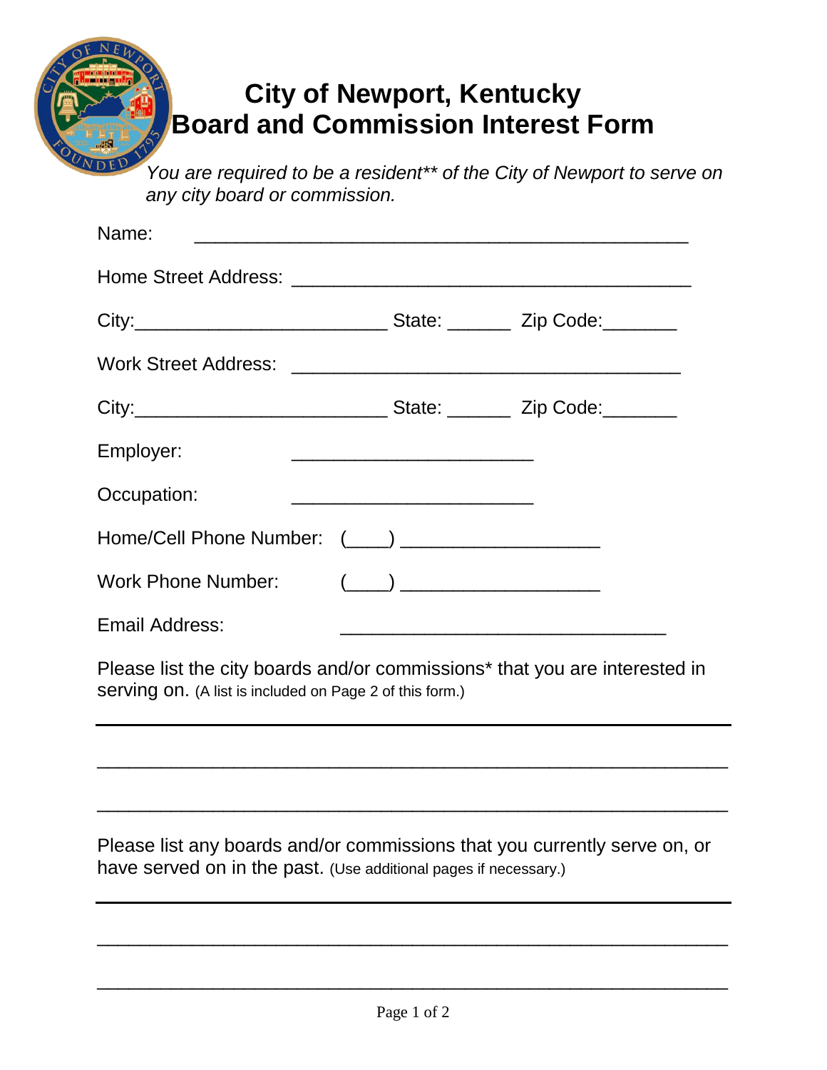# City of Newport, Kentucky
# Board and Commission Interest Form

*You are required to be a resident** of the City of Newport to serve on any city board or commission.*

Name: ______________________________________________

Home Street Address: _____________________________________

City:________________________ State: ______ Zip Code:_______

Work Street Address: _____________________________________

City:________________________ State: ______ Zip Code:_______

Employer: _______________________

Occupation: _______________________

Home/Cell Phone Number: (____) ___________________

Work Phone Number: (____) ___________________

Email Address: ________________________________

Please list the city boards and/or commissions* that you are interested in serving on. (A list is included on Page 2 of this form.)

____________________________________________________________

____________________________________________________________

____________________________________________________________

Please list any boards and/or commissions that you currently serve on, or have served on in the past. (Use additional pages if necessary.)

____________________________________________________________

____________________________________________________________

____________________________________________________________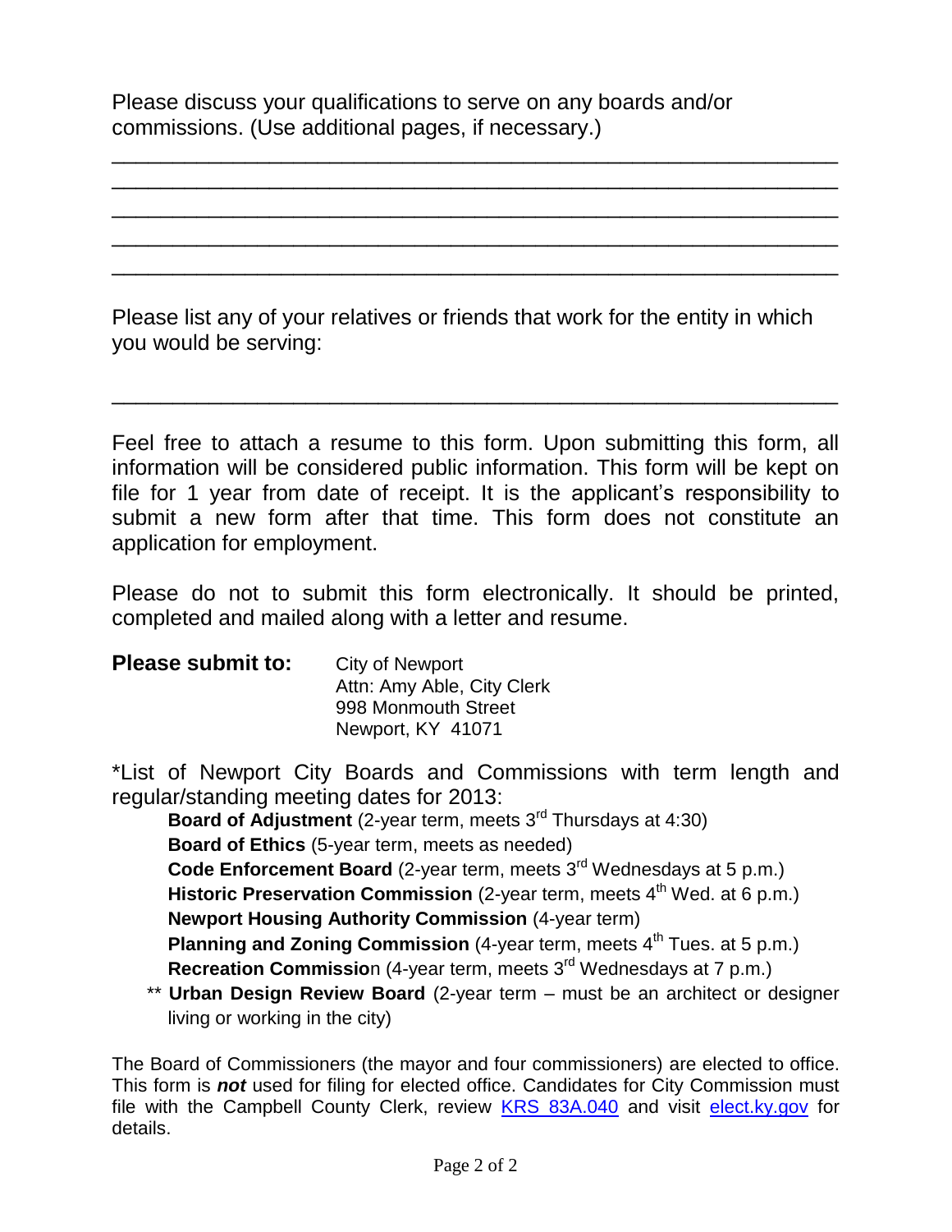Please discuss your qualifications to serve on any boards and/or commissions. (Use additional pages, if necessary.)

_______________________________________________________

_______________________________________________________

_______________________________________________________

_______________________________________________________

_______________________________________________________

Please list any of your relatives or friends that work for the entity in which you would be serving:

_______________________________________________________

Feel free to attach a resume to this form. Upon submitting this form, all information will be considered public information. This form will be kept on file for 1 year from date of receipt. It is the applicant's responsibility to submit a new form after that time. This form does not constitute an application for employment.

Please do not to submit this form electronically. It should be printed, completed and mailed along with a letter and resume.

**Please submit to:** City of Newport
Attn: Amy Able, City Clerk
998 Monmouth Street
Newport, KY 41071

*List of Newport City Boards and Commissions with term length and regular/standing meeting dates for 2013:

- **Board of Adjustment** (2-year term, meets 3rd Thursdays at 4:30)
- **Board of Ethics** (5-year term, meets as needed)
- **Code Enforcement Board** (2-year term, meets 3rd Wednesdays at 5 p.m.)
- **Historic Preservation Commission** (2-year term, meets 4th Wed. at 6 p.m.)
- **Newport Housing Authority Commission** (4-year term)
- **Planning and Zoning Commission** (4-year term, meets 4th Tues. at 5 p.m.)
- **Recreation Commissio**n (4-year term, meets 3rd Wednesdays at 7 p.m.)
- ** **Urban Design Review Board** (2-year term – must be an architect or designer living or working in the city)

The Board of Commissioners (the mayor and four commissioners) are elected to office. This form is ***not*** used for filing for elected office. Candidates for City Commission must file with the Campbell County Clerk, review KRS 83A.040 and visit elect.ky.gov for details.